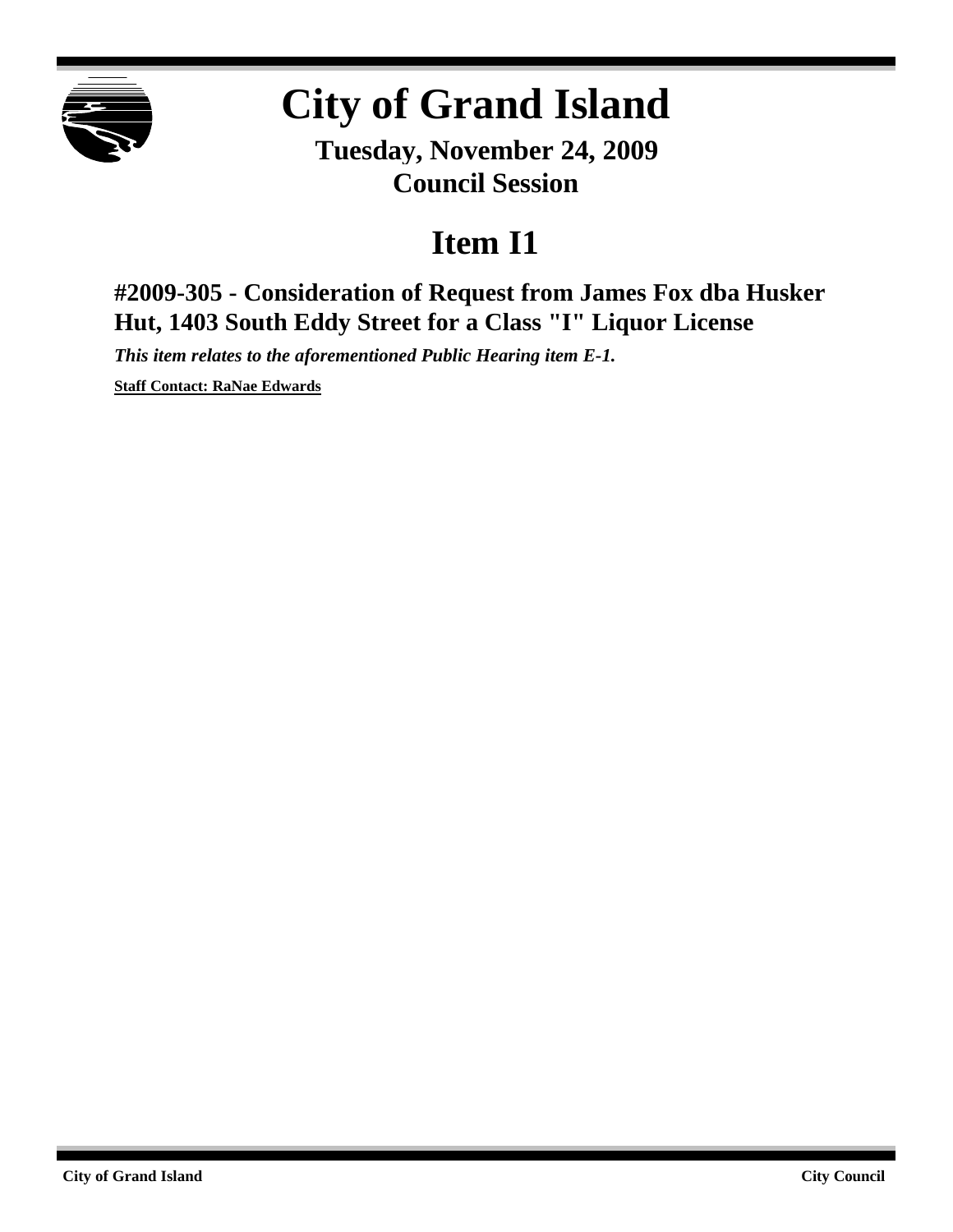# City of Grand Island

**Tuesday, November 24, 2009**
**Council Session**

## Item I1

### #2009-305 - Consideration of Request from James Fox dba Husker Hut, 1403 South Eddy Street for a Class "I" Liquor License

***This item relates to the aforementioned Public Hearing item E-1.***

**Staff Contact: RaNae Edwards**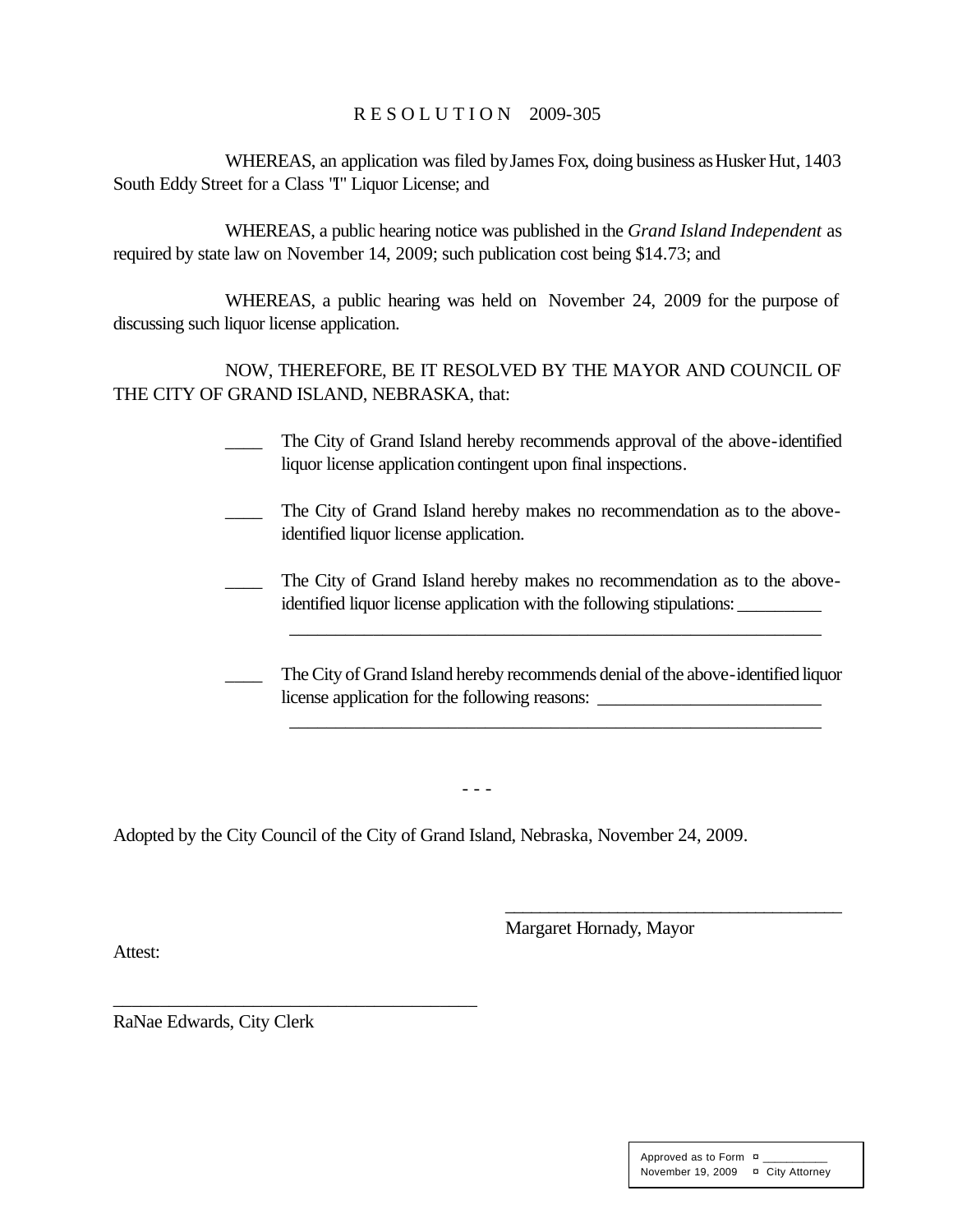# R E S O L U T I O N 2009-305

WHEREAS, an application was filed by James Fox, doing business as Husker Hut, 1403 South Eddy Street for a Class "I" Liquor License; and

WHEREAS, a public hearing notice was published in the *Grand Island Independent* as required by state law on November 14, 2009; such publication cost being $14.73; and

WHEREAS, a public hearing was held on November 24, 2009 for the purpose of discussing such liquor license application.

NOW, THEREFORE, BE IT RESOLVED BY THE MAYOR AND COUNCIL OF THE CITY OF GRAND ISLAND, NEBRASKA, that:

____ The City of Grand Island hereby recommends approval of the above-identified liquor license application contingent upon final inspections.

____ The City of Grand Island hereby makes no recommendation as to the above-identified liquor license application.

____ The City of Grand Island hereby makes no recommendation as to the above-identified liquor license application with the following stipulations: _________
_____________________________________________________________

____ The City of Grand Island hereby recommends denial of the above-identified liquor license application for the following reasons: ________________________
_____________________________________________________________

- - -

Adopted by the City Council of the City of Grand Island, Nebraska, November 24, 2009.

_____________________________________
Margaret Hornady, Mayor

Attest:

_________________________________________
RaNae Edwards, City Clerk

Approved as to Form ¤ __________
November 19, 2009 ¤ City Attorney